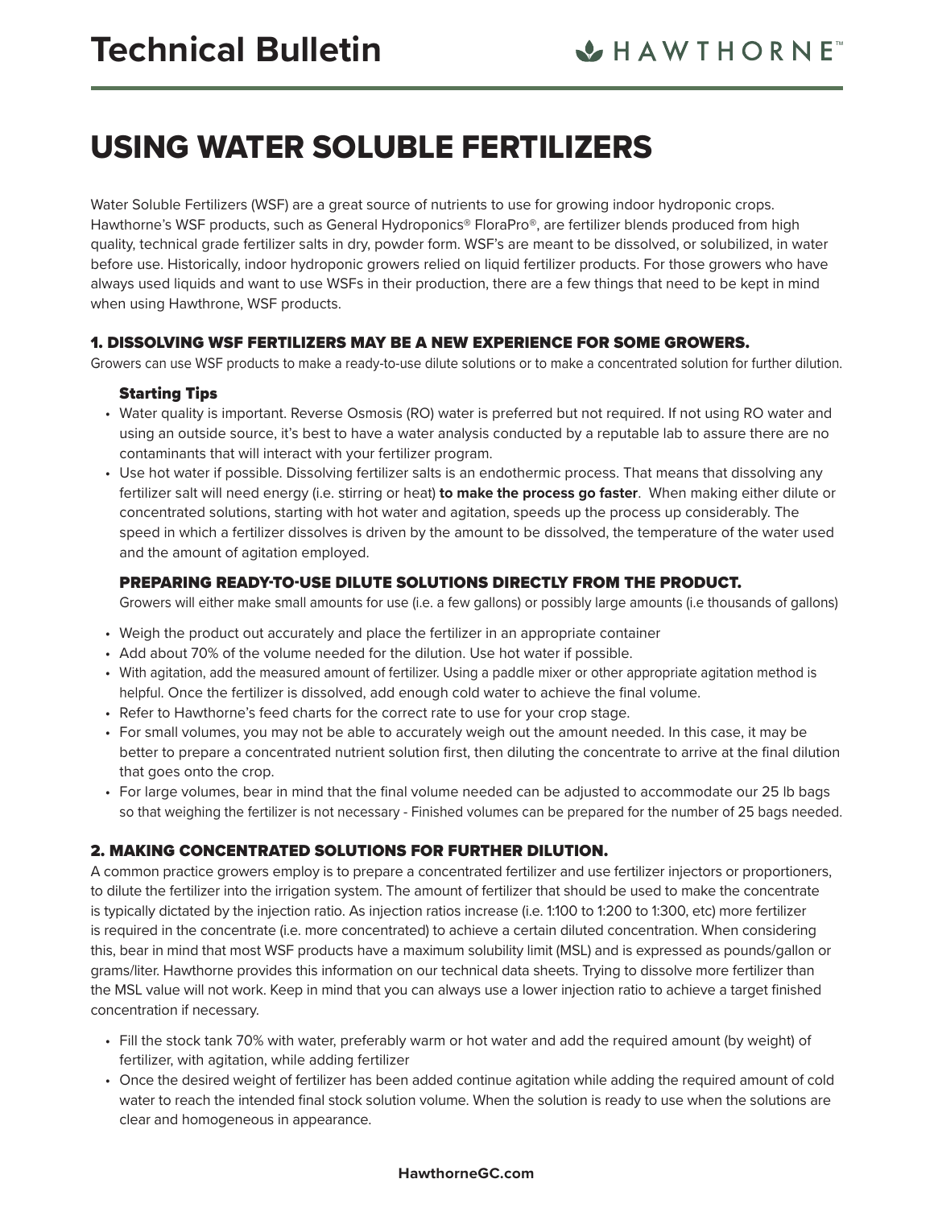Technical Bulletin

# USING WATER SOLUBLE FERTILIZERS

Water Soluble Fertilizers (WSF) are a great source of nutrients to use for growing indoor hydroponic crops. Hawthorne's WSF products, such as General Hydroponics® FloraPro®, are fertilizer blends produced from high quality, technical grade fertilizer salts in dry, powder form. WSF's are meant to be dissolved, or solubilized, in water before use. Historically, indoor hydroponic growers relied on liquid fertilizer products. For those growers who have always used liquids and want to use WSFs in their production, there are a few things that need to be kept in mind when using Hawthrone, WSF products.

## 1. DISSOLVING WSF FERTILIZERS MAY BE A NEW EXPERIENCE FOR SOME GROWERS.

Growers can use WSF products to make a ready-to-use dilute solutions or to make a concentrated solution for further dilution.

### Starting Tips

- Water quality is important. Reverse Osmosis (RO) water is preferred but not required. If not using RO water and using an outside source, it's best to have a water analysis conducted by a reputable lab to assure there are no contaminants that will interact with your fertilizer program.
- Use hot water if possible. Dissolving fertilizer salts is an endothermic process. That means that dissolving any fertilizer salt will need energy (i.e. stirring or heat) **to make the process go faster**. When making either dilute or concentrated solutions, starting with hot water and agitation, speeds up the process up considerably. The speed in which a fertilizer dissolves is driven by the amount to be dissolved, the temperature of the water used and the amount of agitation employed.

### PREPARING READY-TO-USE DILUTE SOLUTIONS DIRECTLY FROM THE PRODUCT.

Growers will either make small amounts for use (i.e. a few gallons) or possibly large amounts (i.e thousands of gallons)

- Weigh the product out accurately and place the fertilizer in an appropriate container
- Add about 70% of the volume needed for the dilution. Use hot water if possible.
- With agitation, add the measured amount of fertilizer. Using a paddle mixer or other appropriate agitation method is helpful. Once the fertilizer is dissolved, add enough cold water to achieve the final volume.
- Refer to Hawthorne's feed charts for the correct rate to use for your crop stage.
- For small volumes, you may not be able to accurately weigh out the amount needed. In this case, it may be better to prepare a concentrated nutrient solution first, then diluting the concentrate to arrive at the final dilution that goes onto the crop.
- For large volumes, bear in mind that the final volume needed can be adjusted to accommodate our 25 lb bags so that weighing the fertilizer is not necessary - Finished volumes can be prepared for the number of 25 bags needed.

## 2. MAKING CONCENTRATED SOLUTIONS FOR FURTHER DILUTION.

A common practice growers employ is to prepare a concentrated fertilizer and use fertilizer injectors or proportioners, to dilute the fertilizer into the irrigation system. The amount of fertilizer that should be used to make the concentrate is typically dictated by the injection ratio. As injection ratios increase (i.e. 1:100 to 1:200 to 1:300, etc) more fertilizer is required in the concentrate (i.e. more concentrated) to achieve a certain diluted concentration. When considering this, bear in mind that most WSF products have a maximum solubility limit (MSL) and is expressed as pounds/gallon or grams/liter. Hawthorne provides this information on our technical data sheets. Trying to dissolve more fertilizer than the MSL value will not work. Keep in mind that you can always use a lower injection ratio to achieve a target finished concentration if necessary.

- Fill the stock tank 70% with water, preferably warm or hot water and add the required amount (by weight) of fertilizer, with agitation, while adding fertilizer
- Once the desired weight of fertilizer has been added continue agitation while adding the required amount of cold water to reach the intended final stock solution volume. When the solution is ready to use when the solutions are clear and homogeneous in appearance.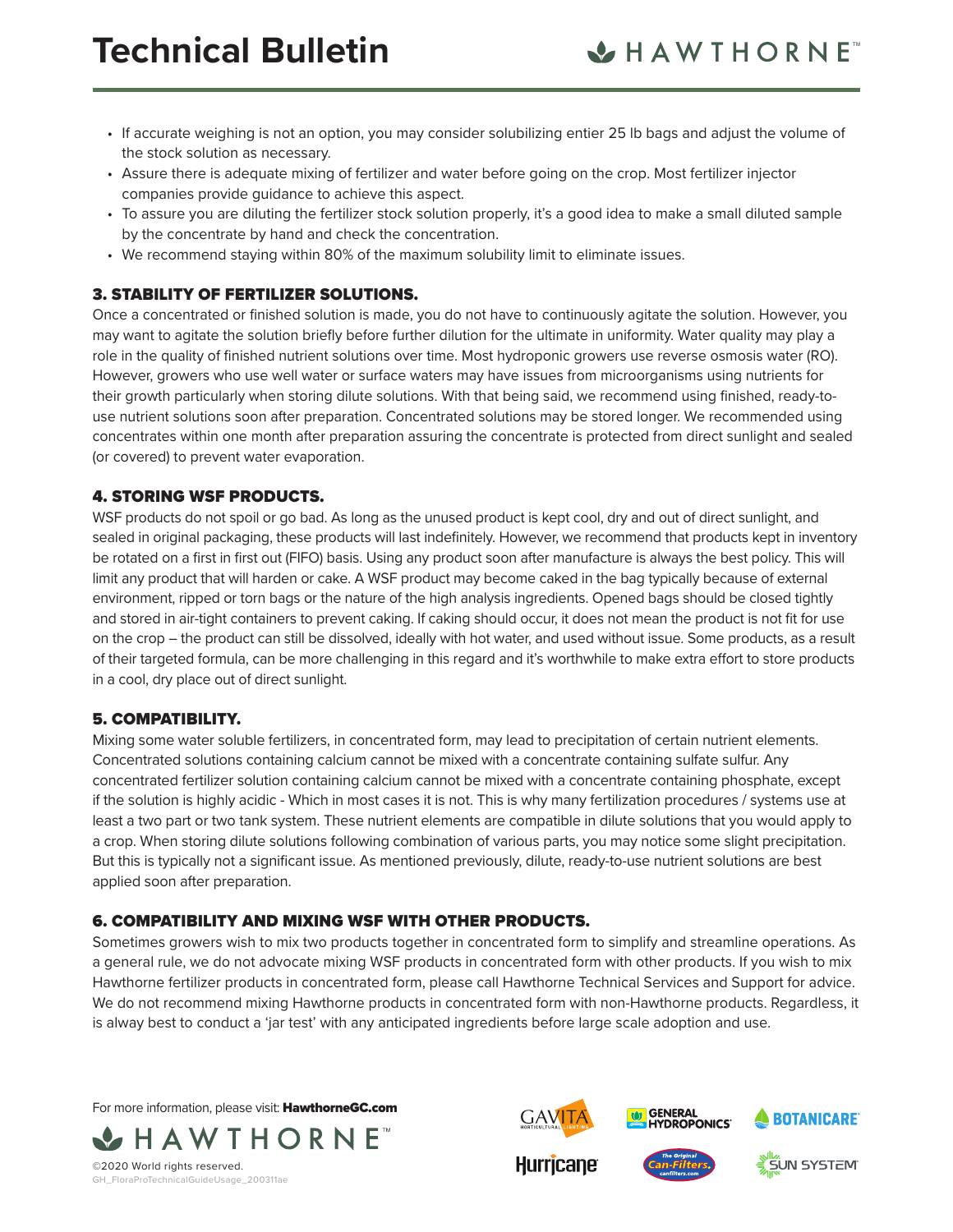- If accurate weighing is not an option, you may consider solubilizing entier 25 lb bags and adjust the volume of the stock solution as necessary.
- Assure there is adequate mixing of fertilizer and water before going on the crop. Most fertilizer injector companies provide guidance to achieve this aspect.
- To assure you are diluting the fertilizer stock solution properly, it's a good idea to make a small diluted sample by the concentrate by hand and check the concentration.
- We recommend staying within 80% of the maximum solubility limit to eliminate issues.

### 3. STABILITY OF FERTILIZER SOLUTIONS.

Once a concentrated or finished solution is made, you do not have to continuously agitate the solution. However, you may want to agitate the solution briefly before further dilution for the ultimate in uniformity. Water quality may play a role in the quality of finished nutrient solutions over time. Most hydroponic growers use reverse osmosis water (RO). However, growers who use well water or surface waters may have issues from microorganisms using nutrients for their growth particularly when storing dilute solutions. With that being said, we recommend using finished, ready-to-use nutrient solutions soon after preparation. Concentrated solutions may be stored longer. We recommended using concentrates within one month after preparation assuring the concentrate is protected from direct sunlight and sealed (or covered) to prevent water evaporation.

### 4. STORING WSF PRODUCTS.

WSF products do not spoil or go bad. As long as the unused product is kept cool, dry and out of direct sunlight, and sealed in original packaging, these products will last indefinitely. However, we recommend that products kept in inventory be rotated on a first in first out (FIFO) basis. Using any product soon after manufacture is always the best policy. This will limit any product that will harden or cake. A WSF product may become caked in the bag typically because of external environment, ripped or torn bags or the nature of the high analysis ingredients. Opened bags should be closed tightly and stored in air-tight containers to prevent caking. If caking should occur, it does not mean the product is not fit for use on the crop – the product can still be dissolved, ideally with hot water, and used without issue. Some products, as a result of their targeted formula, can be more challenging in this regard and it's worthwhile to make extra effort to store products in a cool, dry place out of direct sunlight.

### 5. COMPATIBILITY.

Mixing some water soluble fertilizers, in concentrated form, may lead to precipitation of certain nutrient elements. Concentrated solutions containing calcium cannot be mixed with a concentrate containing sulfate sulfur. Any concentrated fertilizer solution containing calcium cannot be mixed with a concentrate containing phosphate, except if the solution is highly acidic - Which in most cases it is not. This is why many fertilization procedures / systems use at least a two part or two tank system. These nutrient elements are compatible in dilute solutions that you would apply to a crop. When storing dilute solutions following combination of various parts, you may notice some slight precipitation. But this is typically not a significant issue. As mentioned previously, dilute, ready-to-use nutrient solutions are best applied soon after preparation.

### 6. COMPATIBILITY AND MIXING WSF WITH OTHER PRODUCTS.

Sometimes growers wish to mix two products together in concentrated form to simplify and streamline operations. As a general rule, we do not advocate mixing WSF products in concentrated form with other products. If you wish to mix Hawthorne fertilizer products in concentrated form, please call Hawthorne Technical Services and Support for advice. We do not recommend mixing Hawthorne products in concentrated form with non-Hawthorne products. Regardless, it is alway best to conduct a 'jar test' with any anticipated ingredients before large scale adoption and use.

For more information, please visit: **HawthorneGC.com**

©2020 World rights reserved.
GH_FloraProTechnicalGuideUsage_200311ae